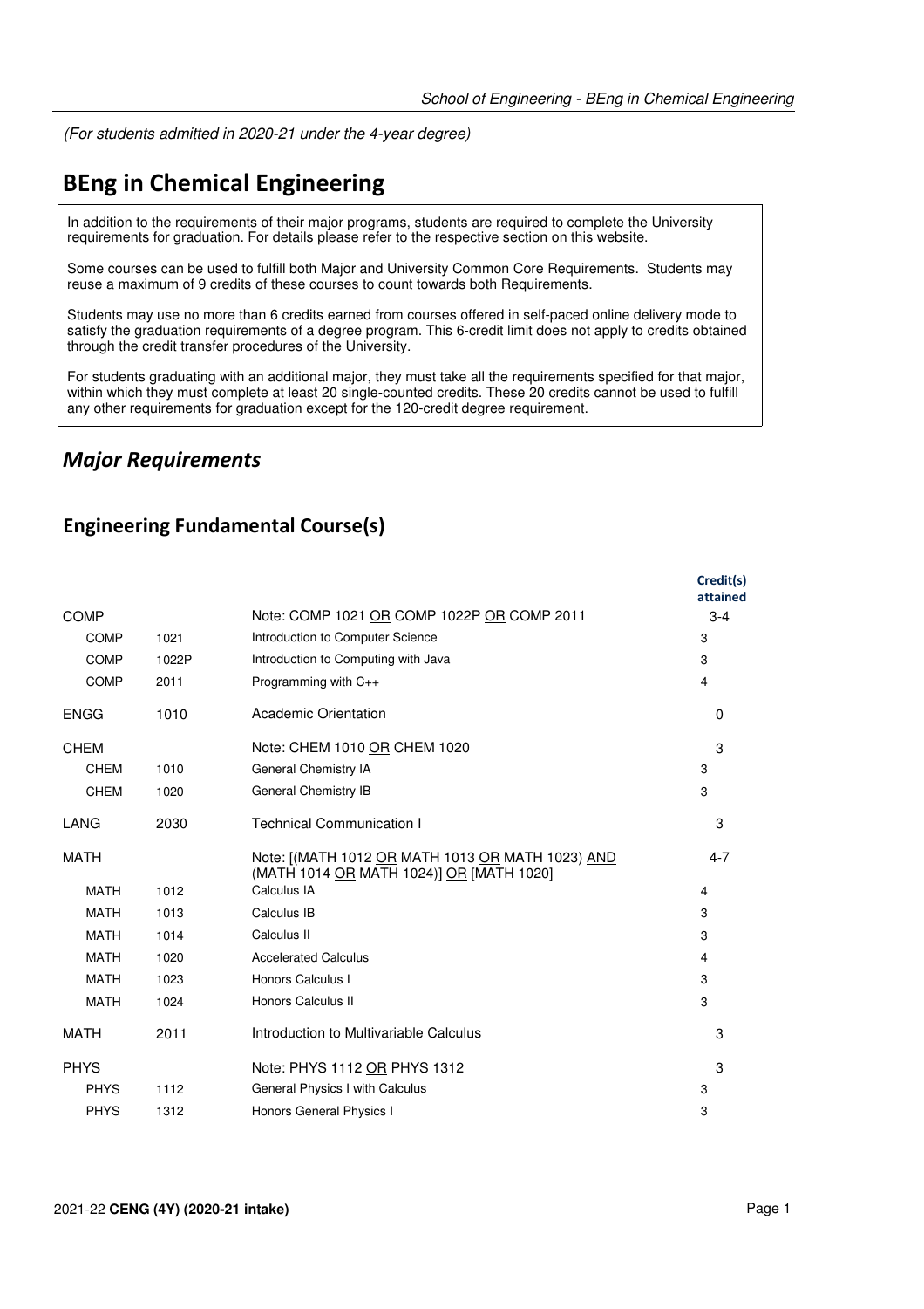(For students admitted in 2020-21 under the 4-year degree)

# BEng in Chemical Engineering

In addition to the requirements of their major programs, students are required to complete the University requirements for graduation. For details please refer to the respective section on this website.

Some courses can be used to fulfill both Major and University Common Core Requirements. Students may reuse a maximum of 9 credits of these courses to count towards both Requirements.

Students may use no more than 6 credits earned from courses offered in self-paced online delivery mode to satisfy the graduation requirements of a degree program. This 6-credit limit does not apply to credits obtained through the credit transfer procedures of the University.

For students graduating with an additional major, they must take all the requirements specified for that major, within which they must complete at least 20 single-counted credits. These 20 credits cannot be used to fulfill any other requirements for graduation except for the 120-credit degree requirement.

## *Major Requirements*

### Engineering Fundamental Course(s)

| | | | Credit(s) attained |
|---|---|---|---|
| COMP | | Note: COMP 1021 OR COMP 1022P OR COMP 2011 | 3-4 |
| COMP | 1021 | Introduction to Computer Science | 3 |
| COMP | 1022P | Introduction to Computing with Java | 3 |
| COMP | 2011 | Programming with C++ | 4 |
| ENGG | 1010 | Academic Orientation | 0 |
| CHEM | | Note: CHEM 1010 OR CHEM 1020 | 3 |
| CHEM | 1010 | General Chemistry IA | 3 |
| CHEM | 1020 | General Chemistry IB | 3 |
| LANG | 2030 | Technical Communication I | 3 |
| MATH | | Note: [(MATH 1012 OR MATH 1013 OR MATH 1023) AND (MATH 1014 OR MATH 1024)] OR [MATH 1020] | 4-7 |
| MATH | 1012 | Calculus IA | 4 |
| MATH | 1013 | Calculus IB | 3 |
| MATH | 1014 | Calculus II | 3 |
| MATH | 1020 | Accelerated Calculus | 4 |
| MATH | 1023 | Honors Calculus I | 3 |
| MATH | 1024 | Honors Calculus II | 3 |
| MATH | 2011 | Introduction to Multivariable Calculus | 3 |
| PHYS | | Note: PHYS 1112 OR PHYS 1312 | 3 |
| PHYS | 1112 | General Physics I with Calculus | 3 |
| PHYS | 1312 | Honors General Physics I | 3 |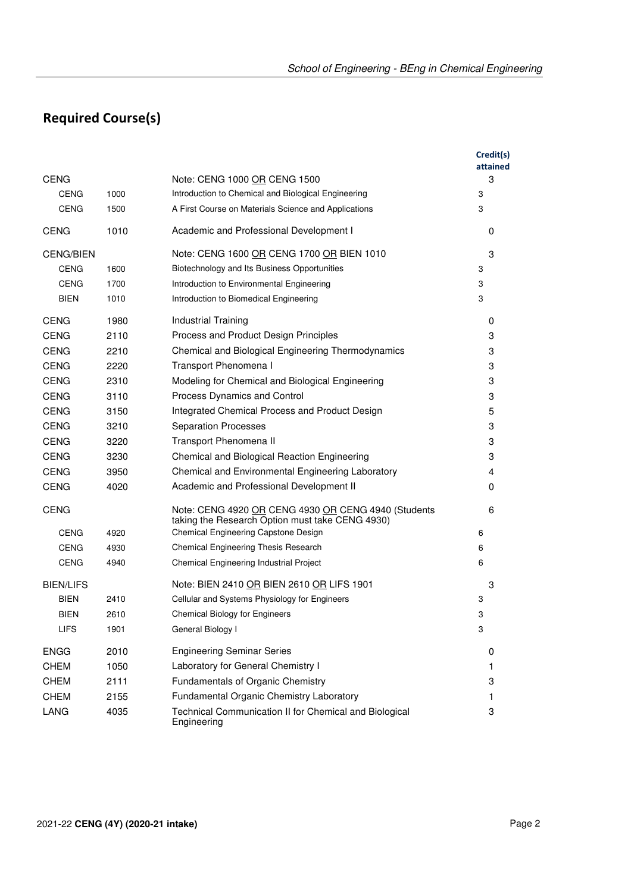## Required Course(s)

| | | | Credit(s) attained |
|---|---|---|---|
| CENG | | Note: CENG 1000 OR CENG 1500 | 3 |
| CENG | 1000 | Introduction to Chemical and Biological Engineering | 3 |
| CENG | 1500 | A First Course on Materials Science and Applications | 3 |
| CENG | 1010 | Academic and Professional Development I | 0 |
| CENG/BIEN | | Note: CENG 1600 OR CENG 1700 OR BIEN 1010 | 3 |
| CENG | 1600 | Biotechnology and Its Business Opportunities | 3 |
| CENG | 1700 | Introduction to Environmental Engineering | 3 |
| BIEN | 1010 | Introduction to Biomedical Engineering | 3 |
| CENG | 1980 | Industrial Training | 0 |
| CENG | 2110 | Process and Product Design Principles | 3 |
| CENG | 2210 | Chemical and Biological Engineering Thermodynamics | 3 |
| CENG | 2220 | Transport Phenomena I | 3 |
| CENG | 2310 | Modeling for Chemical and Biological Engineering | 3 |
| CENG | 3110 | Process Dynamics and Control | 3 |
| CENG | 3150 | Integrated Chemical Process and Product Design | 5 |
| CENG | 3210 | Separation Processes | 3 |
| CENG | 3220 | Transport Phenomena II | 3 |
| CENG | 3230 | Chemical and Biological Reaction Engineering | 3 |
| CENG | 3950 | Chemical and Environmental Engineering Laboratory | 4 |
| CENG | 4020 | Academic and Professional Development II | 0 |
| CENG | | Note: CENG 4920 OR CENG 4930 OR CENG 4940 (Students taking the Research Option must take CENG 4930) | 6 |
| CENG | 4920 | Chemical Engineering Capstone Design | 6 |
| CENG | 4930 | Chemical Engineering Thesis Research | 6 |
| CENG | 4940 | Chemical Engineering Industrial Project | 6 |
| BIEN/LIFS | | Note: BIEN 2410 OR BIEN 2610 OR LIFS 1901 | 3 |
| BIEN | 2410 | Cellular and Systems Physiology for Engineers | 3 |
| BIEN | 2610 | Chemical Biology for Engineers | 3 |
| LIFS | 1901 | General Biology I | 3 |
| ENGG | 2010 | Engineering Seminar Series | 0 |
| CHEM | 1050 | Laboratory for General Chemistry I | 1 |
| CHEM | 2111 | Fundamentals of Organic Chemistry | 3 |
| CHEM | 2155 | Fundamental Organic Chemistry Laboratory | 1 |
| LANG | 4035 | Technical Communication II for Chemical and Biological Engineering | 3 |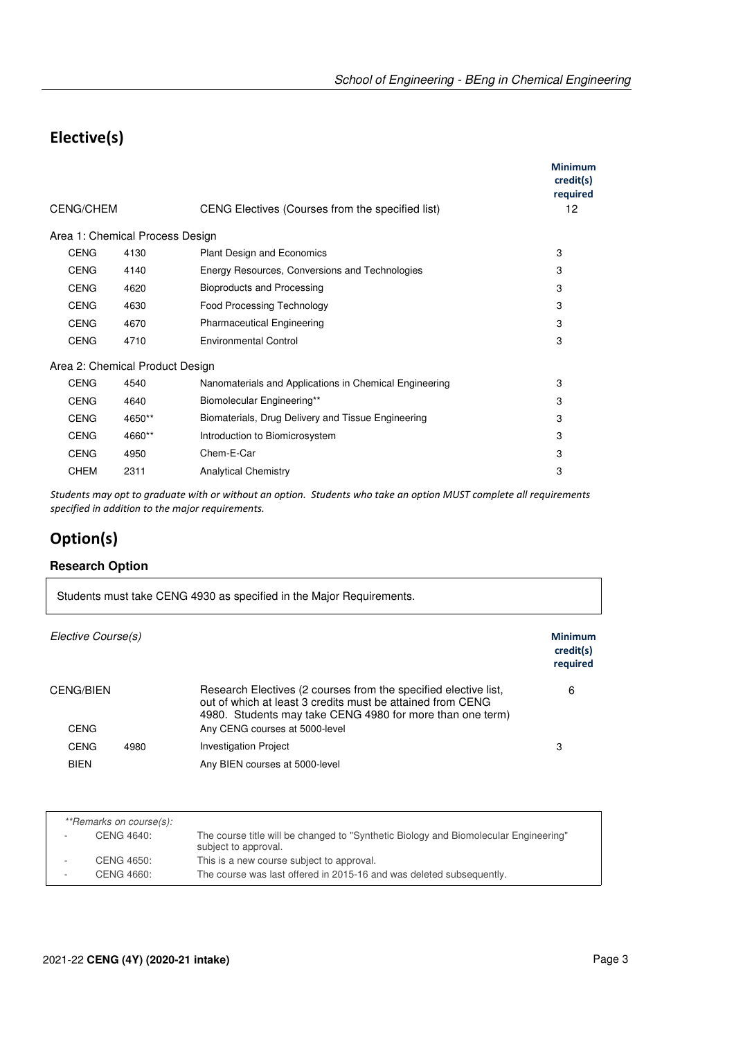## Elective(s)

| | | | Minimum credit(s) required |
|---|---|---|---|
| CENG/CHEM | | CENG Electives (Courses from the specified list) | 12 |
| Area 1: Chemical Process Design | | | |
| CENG | 4130 | Plant Design and Economics | 3 |
| CENG | 4140 | Energy Resources, Conversions and Technologies | 3 |
| CENG | 4620 | Bioproducts and Processing | 3 |
| CENG | 4630 | Food Processing Technology | 3 |
| CENG | 4670 | Pharmaceutical Engineering | 3 |
| CENG | 4710 | Environmental Control | 3 |
| Area 2: Chemical Product Design | | | |
| CENG | 4540 | Nanomaterials and Applications in Chemical Engineering | 3 |
| CENG | 4640 | Biomolecular Engineering** | 3 |
| CENG | 4650** | Biomaterials, Drug Delivery and Tissue Engineering | 3 |
| CENG | 4660** | Introduction to Biomicrosystem | 3 |
| CENG | 4950 | Chem-E-Car | 3 |
| CHEM | 2311 | Analytical Chemistry | 3 |

*Students may opt to graduate with or without an option. Students who take an option MUST complete all requirements specified in addition to the major requirements.*

## Option(s)

### Research Option

Students must take CENG 4930 as specified in the Major Requirements.

*Elective Course(s)*

| | | | Minimum credit(s) required |
|---|---|---|---|
| CENG/BIEN | | Research Electives (2 courses from the specified elective list, out of which at least 3 credits must be attained from CENG 4980. Students may take CENG 4980 for more than one term) | 6 |
| CENG | | Any CENG courses at 5000-level | |
| CENG | 4980 | Investigation Project | 3 |
| BIEN | | Any BIEN courses at 5000-level | |

*\*\*Remarks on course(s):*

- CENG 4640: The course title will be changed to "Synthetic Biology and Biomolecular Engineering" subject to approval.
- CENG 4650: This is a new course subject to approval.
- CENG 4660: The course was last offered in 2015-16 and was deleted subsequently.